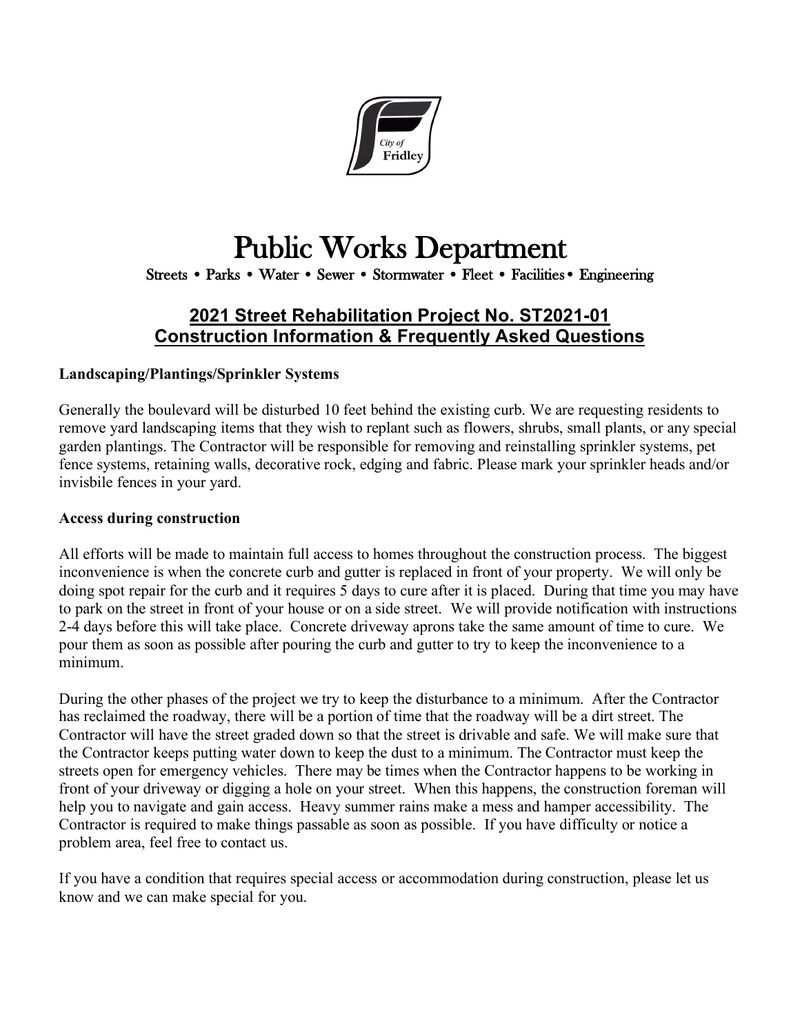City of Fridley

# Public Works Department

Streets • Parks • Water • Sewer • Stormwater • Fleet • Facilities • Engineering

## 2021 Street Rehabilitation Project No. ST2021-01
## Construction Information & Frequently Asked Questions

### Landscaping/Plantings/Sprinkler Systems

Generally the boulevard will be disturbed 10 feet behind the existing curb. We are requesting residents to remove yard landscaping items that they wish to replant such as flowers, shrubs, small plants, or any special garden plantings. The Contractor will be responsible for removing and reinstalling sprinkler systems, pet fence systems, retaining walls, decorative rock, edging and fabric. Please mark your sprinkler heads and/or invisbile fences in your yard.

### Access during construction

All efforts will be made to maintain full access to homes throughout the construction process. The biggest inconvenience is when the concrete curb and gutter is replaced in front of your property. We will only be doing spot repair for the curb and it requires 5 days to cure after it is placed. During that time you may have to park on the street in front of your house or on a side street. We will provide notification with instructions 2-4 days before this will take place. Concrete driveway aprons take the same amount of time to cure. We pour them as soon as possible after pouring the curb and gutter to try to keep the inconvenience to a minimum.

During the other phases of the project we try to keep the disturbance to a minimum. After the Contractor has reclaimed the roadway, there will be a portion of time that the roadway will be a dirt street. The Contractor will have the street graded down so that the street is drivable and safe. We will make sure that the Contractor keeps putting water down to keep the dust to a minimum. The Contractor must keep the streets open for emergency vehicles. There may be times when the Contractor happens to be working in front of your driveway or digging a hole on your street. When this happens, the construction foreman will help you to navigate and gain access. Heavy summer rains make a mess and hamper accessibility. The Contractor is required to make things passable as soon as possible. If you have difficulty or notice a problem area, feel free to contact us.

If you have a condition that requires special access or accommodation during construction, please let us know and we can make special for you.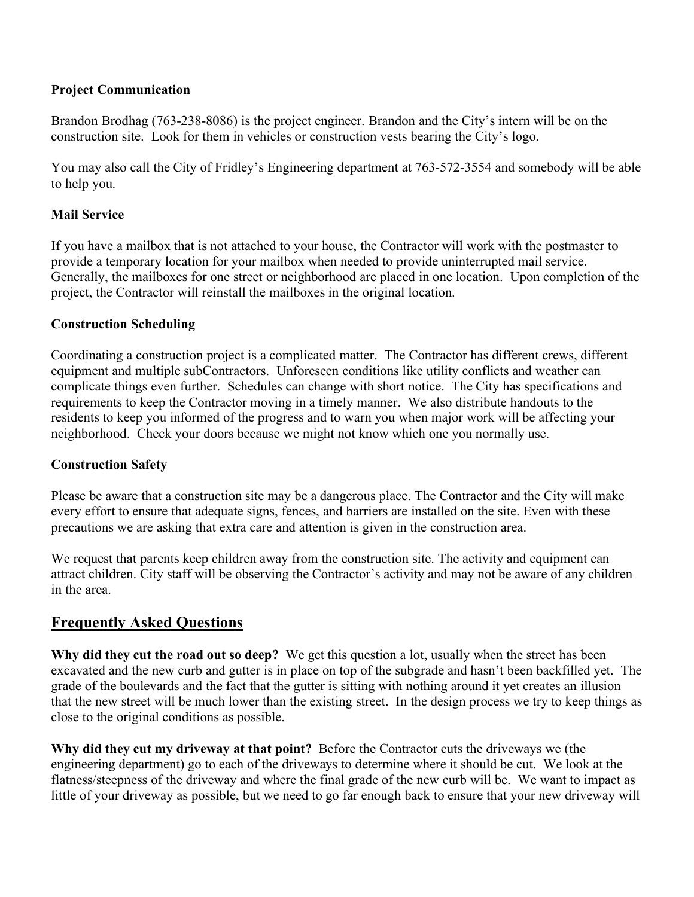**Project Communication**

Brandon Brodhag (763-238-8086) is the project engineer. Brandon and the City's intern will be on the construction site. Look for them in vehicles or construction vests bearing the City's logo.

You may also call the City of Fridley's Engineering department at 763-572-3554 and somebody will be able to help you.

**Mail Service**

If you have a mailbox that is not attached to your house, the Contractor will work with the postmaster to provide a temporary location for your mailbox when needed to provide uninterrupted mail service. Generally, the mailboxes for one street or neighborhood are placed in one location. Upon completion of the project, the Contractor will reinstall the mailboxes in the original location.

**Construction Scheduling**

Coordinating a construction project is a complicated matter. The Contractor has different crews, different equipment and multiple subContractors. Unforeseen conditions like utility conflicts and weather can complicate things even further. Schedules can change with short notice. The City has specifications and requirements to keep the Contractor moving in a timely manner. We also distribute handouts to the residents to keep you informed of the progress and to warn you when major work will be affecting your neighborhood. Check your doors because we might not know which one you normally use.

**Construction Safety**

Please be aware that a construction site may be a dangerous place. The Contractor and the City will make every effort to ensure that adequate signs, fences, and barriers are installed on the site. Even with these precautions we are asking that extra care and attention is given in the construction area.

We request that parents keep children away from the construction site. The activity and equipment can attract children. City staff will be observing the Contractor's activity and may not be aware of any children in the area.

## Frequently Asked Questions

**Why did they cut the road out so deep?** We get this question a lot, usually when the street has been excavated and the new curb and gutter is in place on top of the subgrade and hasn't been backfilled yet. The grade of the boulevards and the fact that the gutter is sitting with nothing around it yet creates an illusion that the new street will be much lower than the existing street. In the design process we try to keep things as close to the original conditions as possible.

**Why did they cut my driveway at that point?** Before the Contractor cuts the driveways we (the engineering department) go to each of the driveways to determine where it should be cut. We look at the flatness/steepness of the driveway and where the final grade of the new curb will be. We want to impact as little of your driveway as possible, but we need to go far enough back to ensure that your new driveway will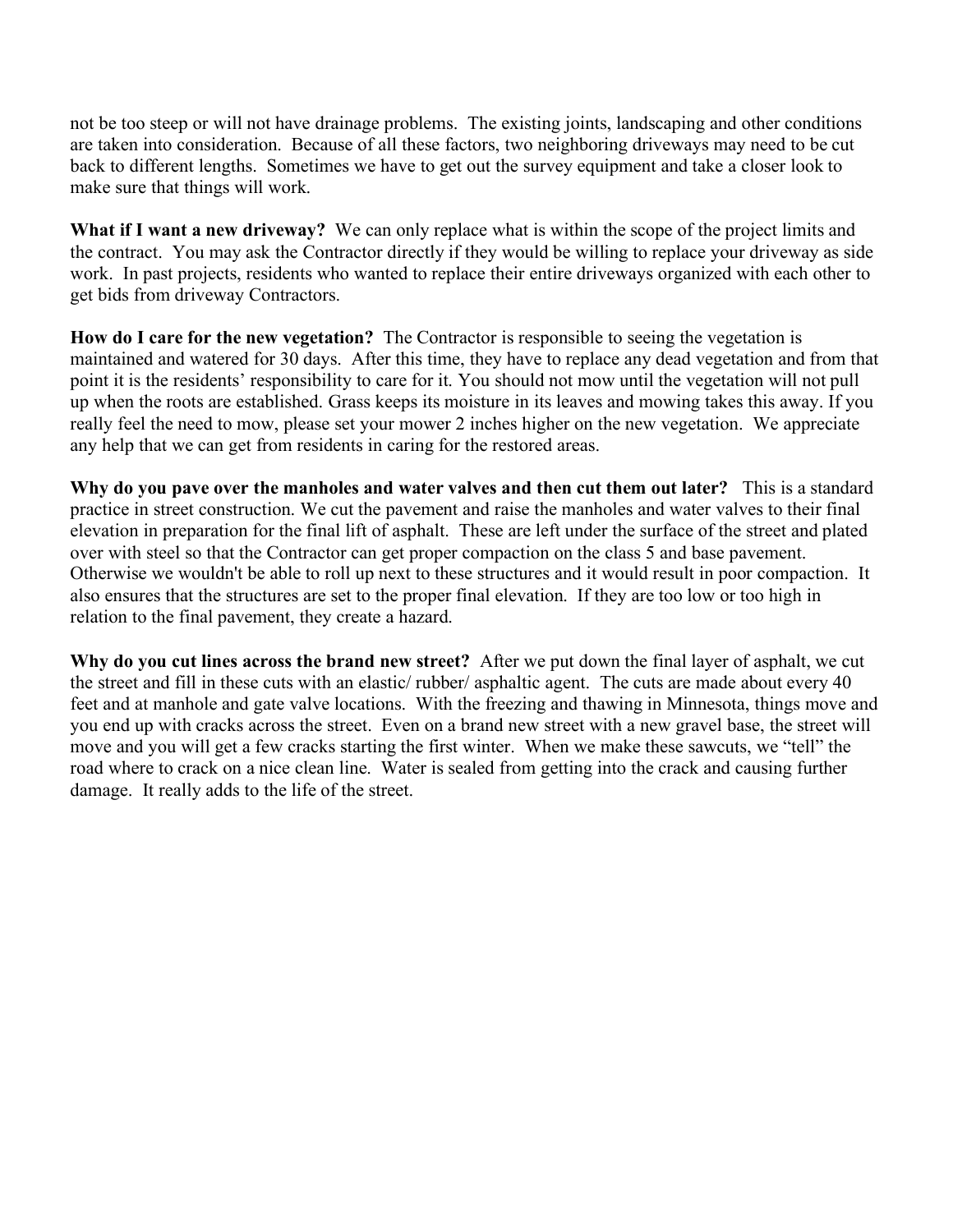not be too steep or will not have drainage problems. The existing joints, landscaping and other conditions are taken into consideration. Because of all these factors, two neighboring driveways may need to be cut back to different lengths. Sometimes we have to get out the survey equipment and take a closer look to make sure that things will work.

**What if I want a new driveway?** We can only replace what is within the scope of the project limits and the contract. You may ask the Contractor directly if they would be willing to replace your driveway as side work. In past projects, residents who wanted to replace their entire driveways organized with each other to get bids from driveway Contractors.

**How do I care for the new vegetation?** The Contractor is responsible to seeing the vegetation is maintained and watered for 30 days. After this time, they have to replace any dead vegetation and from that point it is the residents' responsibility to care for it. You should not mow until the vegetation will not pull up when the roots are established. Grass keeps its moisture in its leaves and mowing takes this away. If you really feel the need to mow, please set your mower 2 inches higher on the new vegetation. We appreciate any help that we can get from residents in caring for the restored areas.

**Why do you pave over the manholes and water valves and then cut them out later?** This is a standard practice in street construction. We cut the pavement and raise the manholes and water valves to their final elevation in preparation for the final lift of asphalt. These are left under the surface of the street and plated over with steel so that the Contractor can get proper compaction on the class 5 and base pavement. Otherwise we wouldn't be able to roll up next to these structures and it would result in poor compaction. It also ensures that the structures are set to the proper final elevation. If they are too low or too high in relation to the final pavement, they create a hazard.

**Why do you cut lines across the brand new street?** After we put down the final layer of asphalt, we cut the street and fill in these cuts with an elastic/ rubber/ asphaltic agent. The cuts are made about every 40 feet and at manhole and gate valve locations. With the freezing and thawing in Minnesota, things move and you end up with cracks across the street. Even on a brand new street with a new gravel base, the street will move and you will get a few cracks starting the first winter. When we make these sawcuts, we "tell" the road where to crack on a nice clean line. Water is sealed from getting into the crack and causing further damage. It really adds to the life of the street.